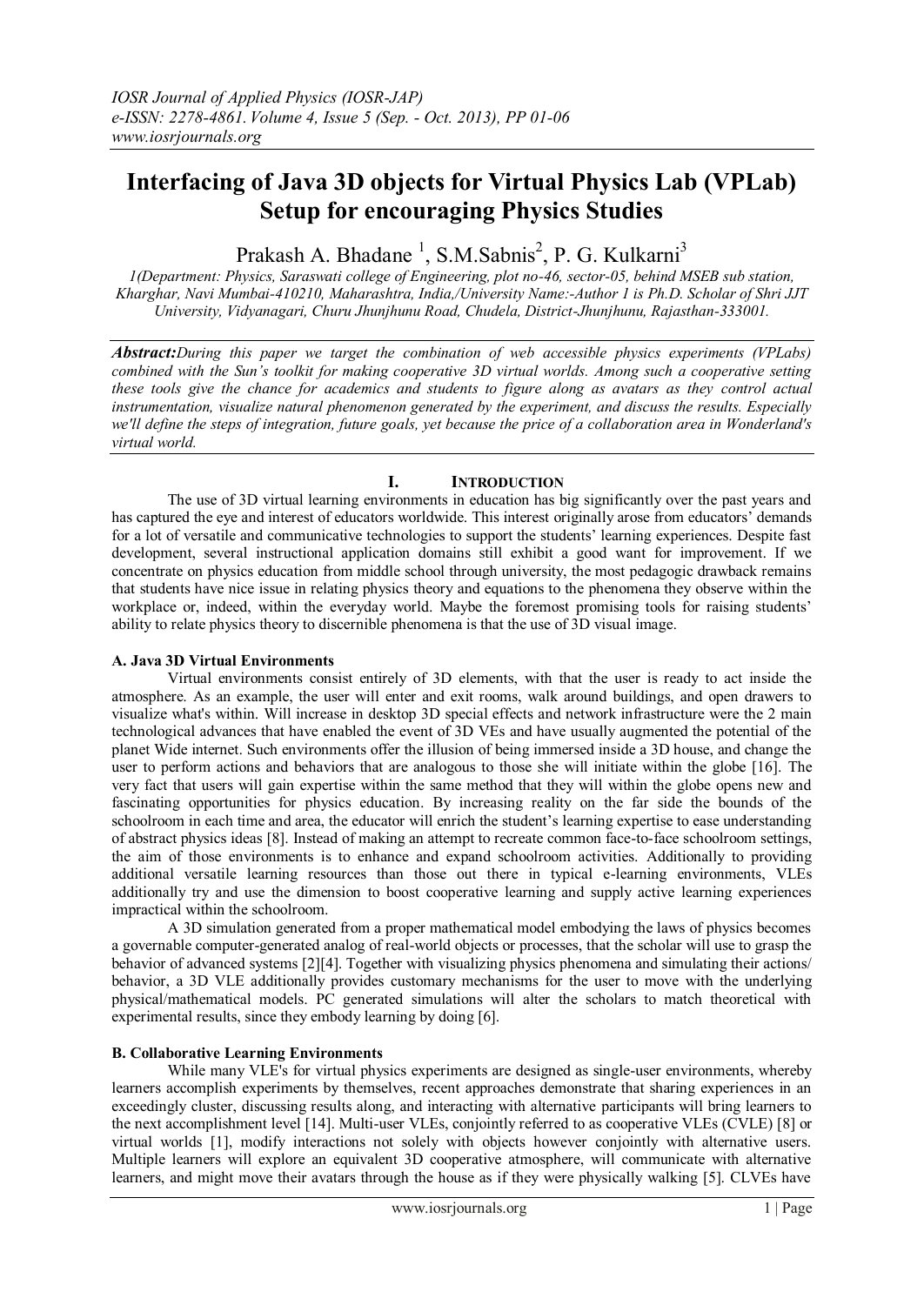# Interfacing of Java 3D objects for Virtual Physics Lab (VPLab) Setup for encouraging Physics Studies

Prakash A. Bhadane [1], S.M.Sabnis[2], P. G. Kulkarni[3]

*1(Department: Physics, Saraswati college of Engineering, plot no-46, sector-05, behind MSEB sub station, Kharghar, Navi Mumbai-410210, Maharashtra, India,/University Name:-Author 1 is Ph.D. Scholar of Shri JJT University, Vidyanagari, Churu Jhunjhunu Road, Chudela, District-Jhunjhunu, Rajasthan-333001.*

***Abstract:****During this paper we target the combination of web accessible physics experiments (VPLabs) combined with the Sun's toolkit for making cooperative 3D virtual worlds. Among such a cooperative setting these tools give the chance for academics and students to figure along as avatars as they control actual instrumentation, visualize natural phenomenon generated by the experiment, and discuss the results. Especially we'll define the steps of integration, future goals, yet because the price of a collaboration area in Wonderland's virtual world.*

## I. INTRODUCTION

The use of 3D virtual learning environments in education has big significantly over the past years and has captured the eye and interest of educators worldwide. This interest originally arose from educators' demands for a lot of versatile and communicative technologies to support the students' learning experiences. Despite fast development, several instructional application domains still exhibit a good want for improvement. If we concentrate on physics education from middle school through university, the most pedagogic drawback remains that students have nice issue in relating physics theory and equations to the phenomena they observe within the workplace or, indeed, within the everyday world. Maybe the foremost promising tools for raising students' ability to relate physics theory to discernible phenomena is that the use of 3D visual image.

### A. Java 3D Virtual Environments

Virtual environments consist entirely of 3D elements, with that the user is ready to act inside the atmosphere. As an example, the user will enter and exit rooms, walk around buildings, and open drawers to visualize what's within. Will increase in desktop 3D special effects and network infrastructure were the 2 main technological advances that have enabled the event of 3D VEs and have usually augmented the potential of the planet Wide internet. Such environments offer the illusion of being immersed inside a 3D house, and change the user to perform actions and behaviors that are analogous to those she will initiate within the globe [16]. The very fact that users will gain expertise within the same method that they will within the globe opens new and fascinating opportunities for physics education. By increasing reality on the far side the bounds of the schoolroom in each time and area, the educator will enrich the student's learning expertise to ease understanding of abstract physics ideas [8]. Instead of making an attempt to recreate common face-to-face schoolroom settings, the aim of those environments is to enhance and expand schoolroom activities. Additionally to providing additional versatile learning resources than those out there in typical e-learning environments, VLEs additionally try and use the dimension to boost cooperative learning and supply active learning experiences impractical within the schoolroom.

A 3D simulation generated from a proper mathematical model embodying the laws of physics becomes a governable computer-generated analog of real-world objects or processes, that the scholar will use to grasp the behavior of advanced systems [2][4]. Together with visualizing physics phenomena and simulating their actions/ behavior, a 3D VLE additionally provides customary mechanisms for the user to move with the underlying physical/mathematical models. PC generated simulations will alter the scholars to match theoretical with experimental results, since they embody learning by doing [6].

### B. Collaborative Learning Environments

While many VLE's for virtual physics experiments are designed as single-user environments, whereby learners accomplish experiments by themselves, recent approaches demonstrate that sharing experiences in an exceedingly cluster, discussing results along, and interacting with alternative participants will bring learners to the next accomplishment level [14]. Multi-user VLEs, conjointly referred to as cooperative VLEs (CVLE) [8] or virtual worlds [1], modify interactions not solely with objects however conjointly with alternative users. Multiple learners will explore an equivalent 3D cooperative atmosphere, will communicate with alternative learners, and might move their avatars through the house as if they were physically walking [5]. CLVEs have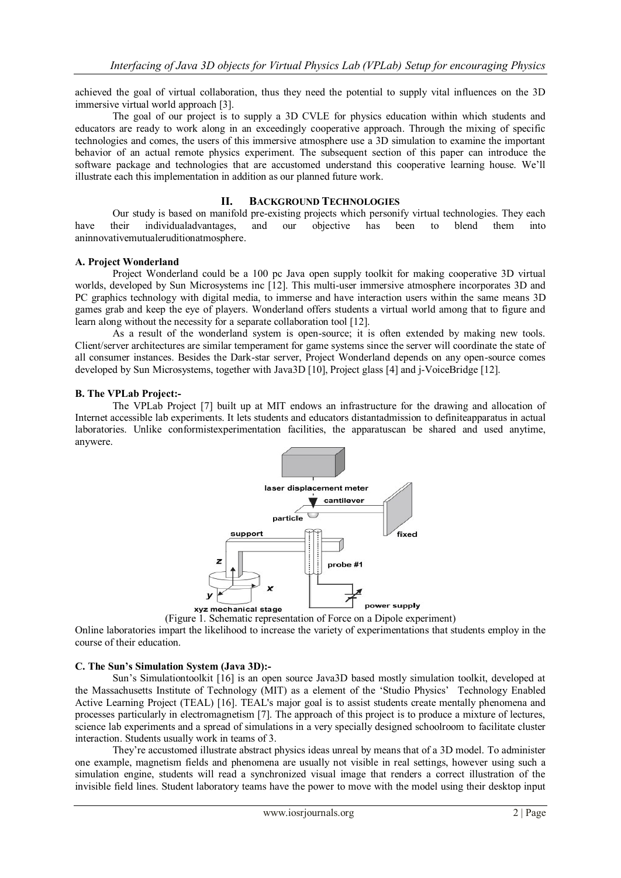achieved the goal of virtual collaboration, thus they need the potential to supply vital influences on the 3D immersive virtual world approach [3].

The goal of our project is to supply a 3D CVLE for physics education within which students and educators are ready to work along in an exceedingly cooperative approach. Through the mixing of specific technologies and comes, the users of this immersive atmosphere use a 3D simulation to examine the important behavior of an actual remote physics experiment. The subsequent section of this paper can introduce the software package and technologies that are accustomed understand this cooperative learning house. We'll illustrate each this implementation in addition as our planned future work.

## II. BACKGROUND TECHNOLOGIES

Our study is based on manifold pre-existing projects which personify virtual technologies. They each have their individualadvantages, and our objective has been to blend them into aninnovativemutualeruditionatmosphere.

### A. Project Wonderland

Project Wonderland could be a 100 pc Java open supply toolkit for making cooperative 3D virtual worlds, developed by Sun Microsystems inc [12]. This multi-user immersive atmosphere incorporates 3D and PC graphics technology with digital media, to immerse and have interaction users within the same means 3D games grab and keep the eye of players. Wonderland offers students a virtual world among that to figure and learn along without the necessity for a separate collaboration tool [12].

As a result of the wonderland system is open-source; it is often extended by making new tools. Client/server architectures are similar temperament for game systems since the server will coordinate the state of all consumer instances. Besides the Dark-star server, Project Wonderland depends on any open-source comes developed by Sun Microsystems, together with Java3D [10], Project glass [4] and j-VoiceBridge [12].

### B. The VPLab Project:-

The VPLab Project [7] built up at MIT endows an infrastructure for the drawing and allocation of Internet accessible lab experiments. It lets students and educators distantadmission to definiteapparatus in actual laboratories. Unlike conformistexperimentation facilities, the apparatuscan be shared and used anytime, anywere.

(Figure 1. Schematic representation of Force on a Dipole experiment)

Online laboratories impart the likelihood to increase the variety of experimentations that students employ in the course of their education.

### C. The Sun's Simulation System (Java 3D):-

Sun's Simulationtoolkit [16] is an open source Java3D based mostly simulation toolkit, developed at the Massachusetts Institute of Technology (MIT) as a element of the 'Studio Physics' Technology Enabled Active Learning Project (TEAL) [16]. TEAL's major goal is to assist students create mentally phenomena and processes particularly in electromagnetism [7]. The approach of this project is to produce a mixture of lectures, science lab experiments and a spread of simulations in a very specially designed schoolroom to facilitate cluster interaction. Students usually work in teams of 3.

They're accustomed illustrate abstract physics ideas unreal by means that of a 3D model. To administer one example, magnetism fields and phenomena are usually not visible in real settings, however using such a simulation engine, students will read a synchronized visual image that renders a correct illustration of the invisible field lines. Student laboratory teams have the power to move with the model using their desktop input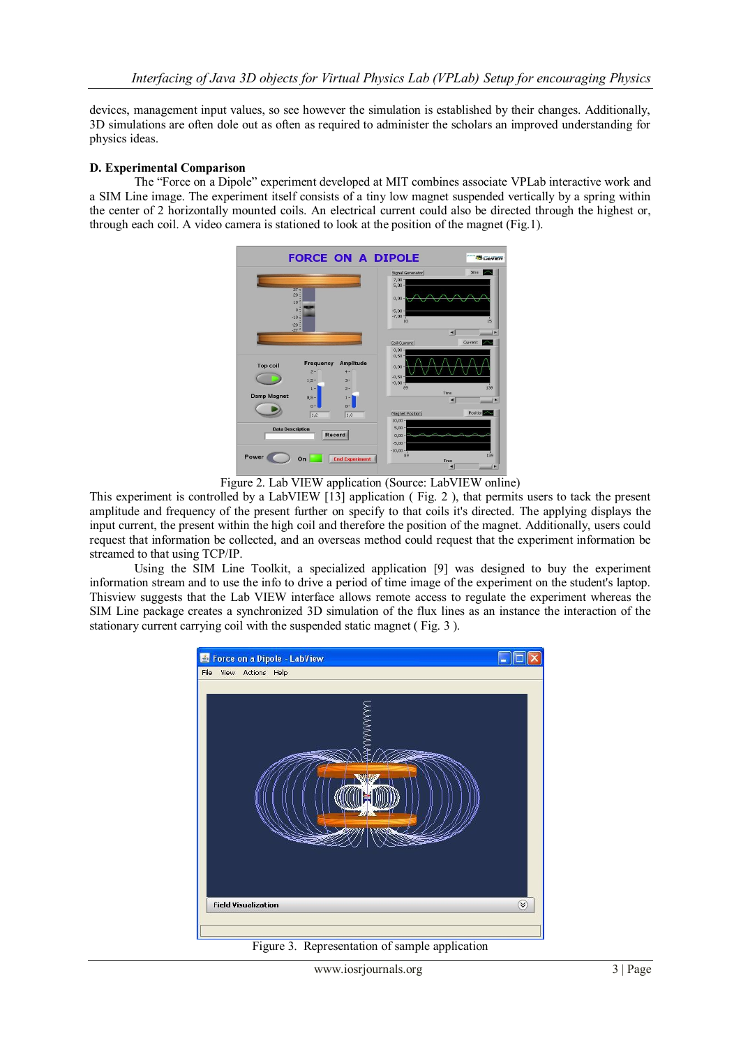devices, management input values, so see however the simulation is established by their changes. Additionally, 3D simulations are often dole out as often as required to administer the scholars an improved understanding for physics ideas.

**D. Experimental Comparison**

The "Force on a Dipole" experiment developed at MIT combines associate VPLab interactive work and a SIM Line image. The experiment itself consists of a tiny low magnet suspended vertically by a spring within the center of 2 horizontally mounted coils. An electrical current could also be directed through the highest or, through each coil. A video camera is stationed to look at the position of the magnet (Fig.1).

Figure 2. Lab VIEW application (Source: LabVIEW online)

This experiment is controlled by a LabVIEW [13] application ( Fig. 2 ), that permits users to tack the present amplitude and frequency of the present further on specify to that coils it's directed. The applying displays the input current, the present within the high coil and therefore the position of the magnet. Additionally, users could request that information be collected, and an overseas method could request that the experiment information be streamed to that using TCP/IP.

Using the SIM Line Toolkit, a specialized application [9] was designed to buy the experiment information stream and to use the info to drive a period of time image of the experiment on the student's laptop. Thisview suggests that the Lab VIEW interface allows remote access to regulate the experiment whereas the SIM Line package creates a synchronized 3D simulation of the flux lines as an instance the interaction of the stationary current carrying coil with the suspended static magnet ( Fig. 3 ).

Figure 3. Representation of sample application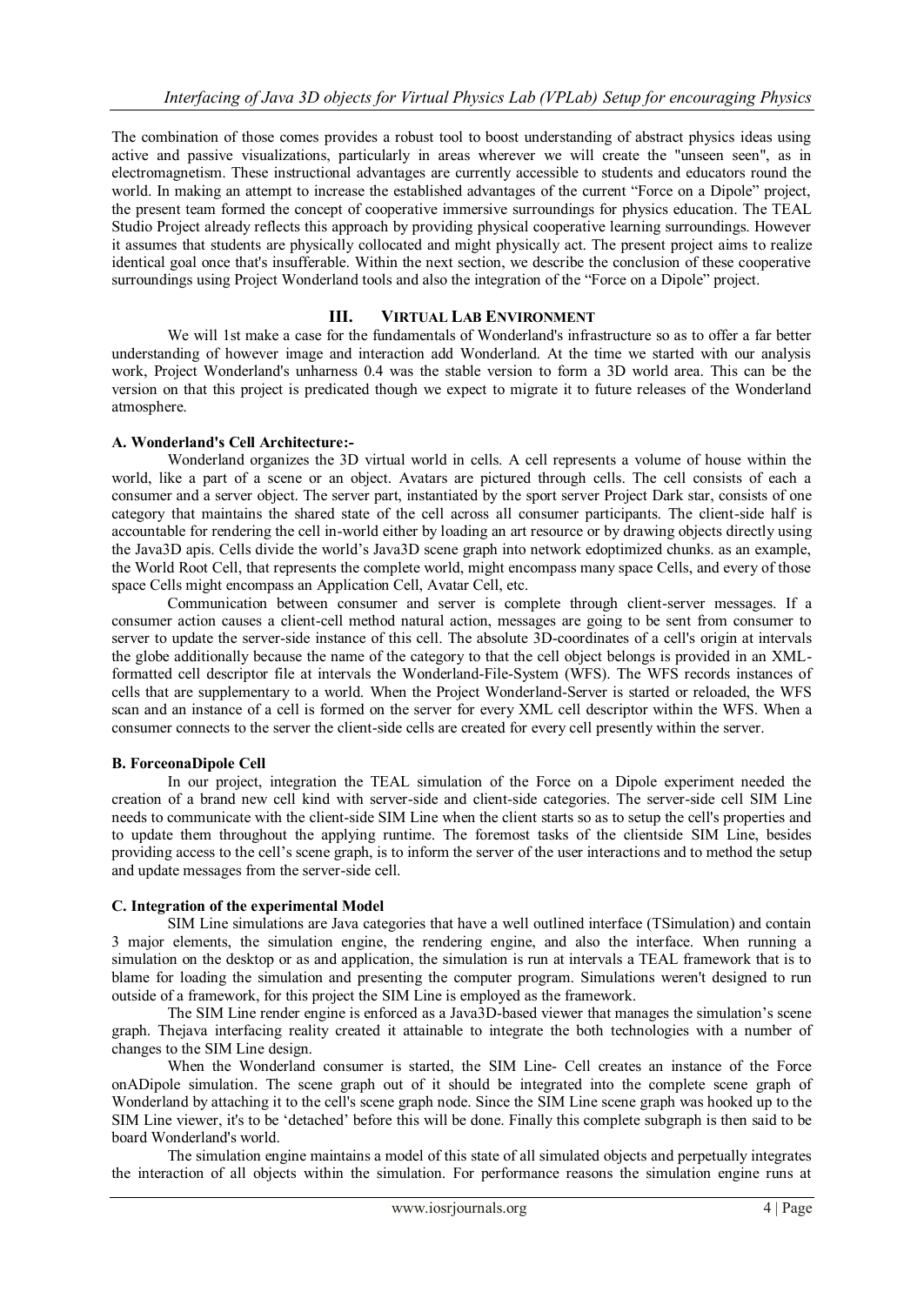The combination of those comes provides a robust tool to boost understanding of abstract physics ideas using active and passive visualizations, particularly in areas wherever we will create the "unseen seen", as in electromagnetism. These instructional advantages are currently accessible to students and educators round the world. In making an attempt to increase the established advantages of the current "Force on a Dipole" project, the present team formed the concept of cooperative immersive surroundings for physics education. The TEAL Studio Project already reflects this approach by providing physical cooperative learning surroundings. However it assumes that students are physically collocated and might physically act. The present project aims to realize identical goal once that's insufferable. Within the next section, we describe the conclusion of these cooperative surroundings using Project Wonderland tools and also the integration of the "Force on a Dipole" project.

## III. VIRTUAL LAB ENVIRONMENT

We will 1st make a case for the fundamentals of Wonderland's infrastructure so as to offer a far better understanding of however image and interaction add Wonderland. At the time we started with our analysis work, Project Wonderland's unharness 0.4 was the stable version to form a 3D world area. This can be the version on that this project is predicated though we expect to migrate it to future releases of the Wonderland atmosphere.

### A. Wonderland's Cell Architecture:-

Wonderland organizes the 3D virtual world in cells. A cell represents a volume of house within the world, like a part of a scene or an object. Avatars are pictured through cells. The cell consists of each a consumer and a server object. The server part, instantiated by the sport server Project Dark star, consists of one category that maintains the shared state of the cell across all consumer participants. The client-side half is accountable for rendering the cell in-world either by loading an art resource or by drawing objects directly using the Java3D apis. Cells divide the world's Java3D scene graph into network edoptimized chunks. as an example, the World Root Cell, that represents the complete world, might encompass many space Cells, and every of those space Cells might encompass an Application Cell, Avatar Cell, etc.

Communication between consumer and server is complete through client-server messages. If a consumer action causes a client-cell method natural action, messages are going to be sent from consumer to server to update the server-side instance of this cell. The absolute 3D-coordinates of a cell's origin at intervals the globe additionally because the name of the category to that the cell object belongs is provided in an XML-formatted cell descriptor file at intervals the Wonderland-File-System (WFS). The WFS records instances of cells that are supplementary to a world. When the Project Wonderland-Server is started or reloaded, the WFS scan and an instance of a cell is formed on the server for every XML cell descriptor within the WFS. When a consumer connects to the server the client-side cells are created for every cell presently within the server.

### B. ForceonaDipole Cell

In our project, integration the TEAL simulation of the Force on a Dipole experiment needed the creation of a brand new cell kind with server-side and client-side categories. The server-side cell SIM Line needs to communicate with the client-side SIM Line when the client starts so as to setup the cell's properties and to update them throughout the applying runtime. The foremost tasks of the clientside SIM Line, besides providing access to the cell's scene graph, is to inform the server of the user interactions and to method the setup and update messages from the server-side cell.

### C. Integration of the experimental Model

SIM Line simulations are Java categories that have a well outlined interface (TSimulation) and contain 3 major elements, the simulation engine, the rendering engine, and also the interface. When running a simulation on the desktop or as and application, the simulation is run at intervals a TEAL framework that is to blame for loading the simulation and presenting the computer program. Simulations weren't designed to run outside of a framework, for this project the SIM Line is employed as the framework.

The SIM Line render engine is enforced as a Java3D-based viewer that manages the simulation's scene graph. Thejava interfacing reality created it attainable to integrate the both technologies with a number of changes to the SIM Line design.

When the Wonderland consumer is started, the SIM Line- Cell creates an instance of the Force onADipole simulation. The scene graph out of it should be integrated into the complete scene graph of Wonderland by attaching it to the cell's scene graph node. Since the SIM Line scene graph was hooked up to the SIM Line viewer, it's to be 'detached' before this will be done. Finally this complete subgraph is then said to be board Wonderland's world.

The simulation engine maintains a model of this state of all simulated objects and perpetually integrates the interaction of all objects within the simulation. For performance reasons the simulation engine runs at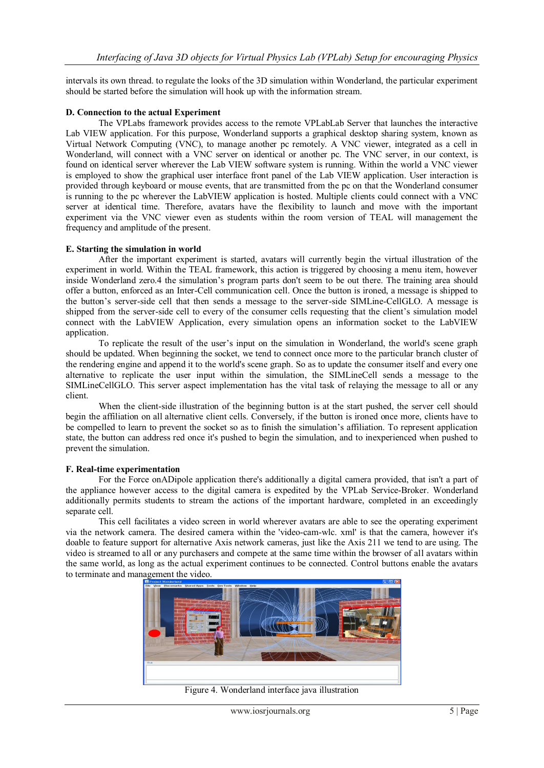intervals its own thread. to regulate the looks of the 3D simulation within Wonderland, the particular experiment should be started before the simulation will hook up with the information stream.

### D. Connection to the actual Experiment

The VPLabs framework provides access to the remote VPLabLab Server that launches the interactive Lab VIEW application. For this purpose, Wonderland supports a graphical desktop sharing system, known as Virtual Network Computing (VNC), to manage another pc remotely. A VNC viewer, integrated as a cell in Wonderland, will connect with a VNC server on identical or another pc. The VNC server, in our context, is found on identical server wherever the Lab VIEW software system is running. Within the world a VNC viewer is employed to show the graphical user interface front panel of the Lab VIEW application. User interaction is provided through keyboard or mouse events, that are transmitted from the pc on that the Wonderland consumer is running to the pc wherever the LabVIEW application is hosted. Multiple clients could connect with a VNC server at identical time. Therefore, avatars have the flexibility to launch and move with the important experiment via the VNC viewer even as students within the room version of TEAL will management the frequency and amplitude of the present.

### E. Starting the simulation in world

After the important experiment is started, avatars will currently begin the virtual illustration of the experiment in world. Within the TEAL framework, this action is triggered by choosing a menu item, however inside Wonderland zero.4 the simulation's program parts don't seem to be out there. The training area should offer a button, enforced as an Inter-Cell communication cell. Once the button is ironed, a message is shipped to the button's server-side cell that then sends a message to the server-side SIMLine-CellGLO. A message is shipped from the server-side cell to every of the consumer cells requesting that the client's simulation model connect with the LabVIEW Application, every simulation opens an information socket to the LabVIEW application.

To replicate the result of the user's input on the simulation in Wonderland, the world's scene graph should be updated. When beginning the socket, we tend to connect once more to the particular branch cluster of the rendering engine and append it to the world's scene graph. So as to update the consumer itself and every one alternative to replicate the user input within the simulation, the SIMLineCell sends a message to the SIMLineCellGLO. This server aspect implementation has the vital task of relaying the message to all or any client.

When the client-side illustration of the beginning button is at the start pushed, the server cell should begin the affiliation on all alternative client cells. Conversely, if the button is ironed once more, clients have to be compelled to learn to prevent the socket so as to finish the simulation's affiliation. To represent application state, the button can address red once it's pushed to begin the simulation, and to inexperienced when pushed to prevent the simulation.

### F. Real-time experimentation

For the Force onADipole application there's additionally a digital camera provided, that isn't a part of the appliance however access to the digital camera is expedited by the VPLab Service-Broker. Wonderland additionally permits students to stream the actions of the important hardware, completed in an exceedingly separate cell.

This cell facilitates a video screen in world wherever avatars are able to see the operating experiment via the network camera. The desired camera within the 'video-cam-wlc. xml' is that the camera, however it's doable to feature support for alternative Axis network cameras, just like the Axis 211 we tend to are using. The video is streamed to all or any purchasers and compete at the same time within the browser of all avatars within the same world, as long as the actual experiment continues to be connected. Control buttons enable the avatars to terminate and management the video.

Figure 4. Wonderland interface java illustration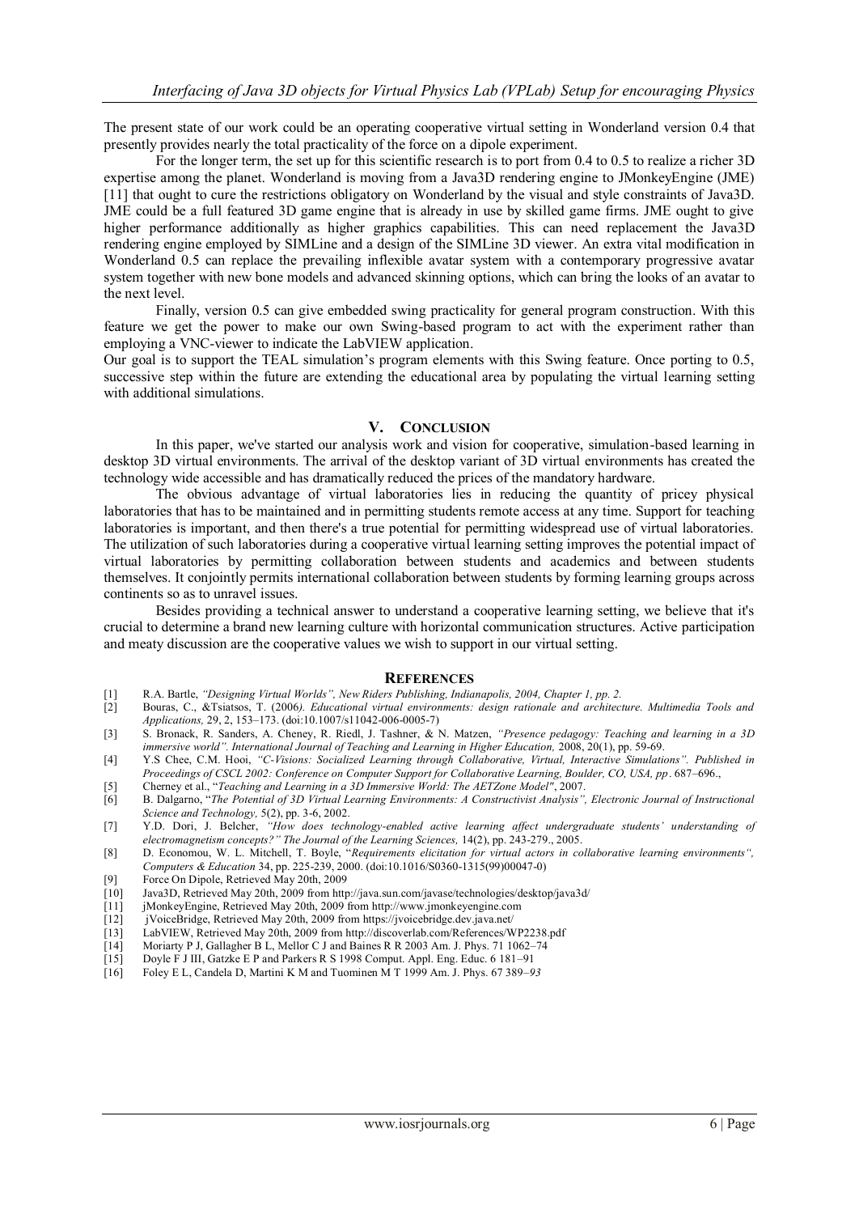The present state of our work could be an operating cooperative virtual setting in Wonderland version 0.4 that presently provides nearly the total practicality of the force on a dipole experiment.

For the longer term, the set up for this scientific research is to port from 0.4 to 0.5 to realize a richer 3D expertise among the planet. Wonderland is moving from a Java3D rendering engine to JMonkeyEngine (JME) [11] that ought to cure the restrictions obligatory on Wonderland by the visual and style constraints of Java3D. JME could be a full featured 3D game engine that is already in use by skilled game firms. JME ought to give higher performance additionally as higher graphics capabilities. This can need replacement the Java3D rendering engine employed by SIMLine and a design of the SIMLine 3D viewer. An extra vital modification in Wonderland 0.5 can replace the prevailing inflexible avatar system with a contemporary progressive avatar system together with new bone models and advanced skinning options, which can bring the looks of an avatar to the next level.

Finally, version 0.5 can give embedded swing practicality for general program construction. With this feature we get the power to make our own Swing-based program to act with the experiment rather than employing a VNC-viewer to indicate the LabVIEW application.

Our goal is to support the TEAL simulation's program elements with this Swing feature. Once porting to 0.5, successive step within the future are extending the educational area by populating the virtual learning setting with additional simulations.

## V. CONCLUSION

In this paper, we've started our analysis work and vision for cooperative, simulation-based learning in desktop 3D virtual environments. The arrival of the desktop variant of 3D virtual environments has created the technology wide accessible and has dramatically reduced the prices of the mandatory hardware.

The obvious advantage of virtual laboratories lies in reducing the quantity of pricey physical laboratories that has to be maintained and in permitting students remote access at any time. Support for teaching laboratories is important, and then there's a true potential for permitting widespread use of virtual laboratories. The utilization of such laboratories during a cooperative virtual learning setting improves the potential impact of virtual laboratories by permitting collaboration between students and academics and between students themselves. It conjointly permits international collaboration between students by forming learning groups across continents so as to unravel issues.

Besides providing a technical answer to understand a cooperative learning setting, we believe that it's crucial to determine a brand new learning culture with horizontal communication structures. Active participation and meaty discussion are the cooperative values we wish to support in our virtual setting.

## REFERENCES

[1] R.A. Bartle, *"Designing Virtual Worlds", New Riders Publishing, Indianapolis, 2004, Chapter 1, pp. 2.*

[2] Bouras, C., &Tsiatsos, T. (2006*). Educational virtual environments: design rationale and architecture. Multimedia Tools and Applications,* 29, 2, 153–173. (doi:10.1007/s11042-006-0005-7)

[3] S. Bronack, R. Sanders, A. Cheney, R. Riedl, J. Tashner, & N. Matzen, *"Presence pedagogy: Teaching and learning in a 3D immersive world". International Journal of Teaching and Learning in Higher Education,* 2008, 20(1), pp. 59-69.

[4] Y.S Chee, C.M. Hooi, *"C-Visions: Socialized Learning through Collaborative, Virtual, Interactive Simulations". Published in Proceedings of CSCL 2002: Conference on Computer Support for Collaborative Learning, Boulder, CO, USA, pp*. 687–696.,

[5] Cherney et al., "*Teaching and Learning in a 3D Immersive World: The AETZone Model"*, 2007.

[6] B. Dalgarno, "*The Potential of 3D Virtual Learning Environments: A Constructivist Analysis", Electronic Journal of Instructional Science and Technology,* 5(2), pp. 3-6, 2002.

[7] Y.D. Dori, J. Belcher, *"How does technology-enabled active learning affect undergraduate students' understanding of electromagnetism concepts?" The Journal of the Learning Sciences,* 14(2), pp. 243-279., 2005.

[8] D. Economou, W. L. Mitchell, T. Boyle, "*Requirements elicitation for virtual actors in collaborative learning environments", Computers & Education* 34, pp. 225-239, 2000. (doi:10.1016/S0360-1315(99)00047-0)

[9] Force On Dipole, Retrieved May 20th, 2009

[10] Java3D, Retrieved May 20th, 2009 from http://java.sun.com/javase/technologies/desktop/java3d/

[11] jMonkeyEngine, Retrieved May 20th, 2009 from http://www.jmonkeyengine.com

[12] jVoiceBridge, Retrieved May 20th, 2009 from https://jvoicebridge.dev.java.net/

[13] LabVIEW, Retrieved May 20th, 2009 from http://discoverlab.com/References/WP2238.pdf

[14] Moriarty P J, Gallagher B L, Mellor C J and Baines R R 2003 Am. J. Phys. 71 1062–74

[15] Doyle F J III, Gatzke E P and Parkers R S 1998 Comput. Appl. Eng. Educ. 6 181–91

[16] Foley E L, Candela D, Martini K M and Tuominen M T 1999 Am. J. Phys. 67 389–*93*